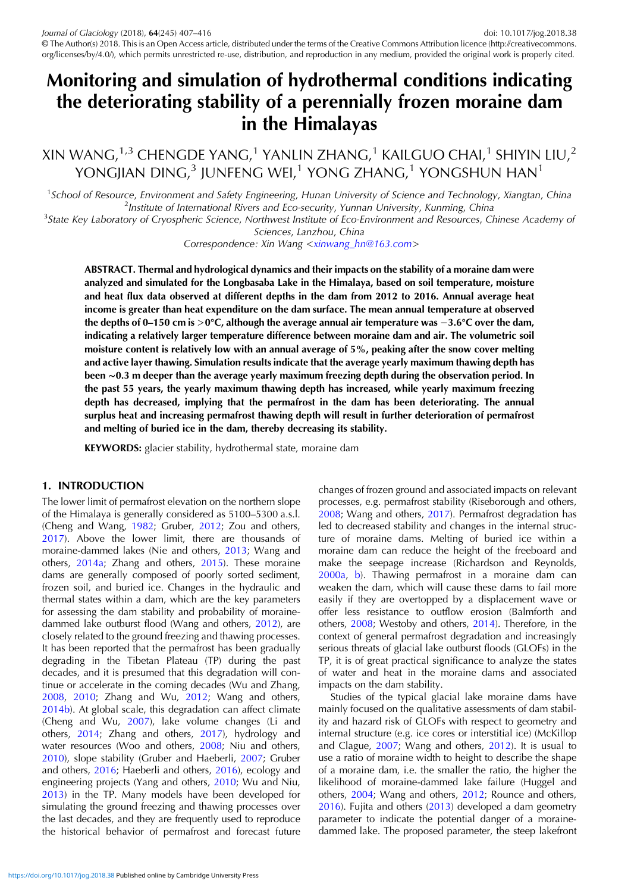# Monitoring and simulation of hydrothermal conditions indicating the deteriorating stability of a perennially frozen moraine dam in the Himalayas

XIN WANG,[1,3] CHENGDE YANG,[1] YANLIN ZHANG,[1] KAILGUO CHAI,[1] SHIYIN LIU,[2] YONGJIAN DING,[3] JUNFENG WEI,[1] YONG ZHANG,[1] YONGSHUN HAN[1]

[1]*School of Resource, Environment and Safety Engineering, Hunan University of Science and Technology, Xiangtan, China*
[2]*Institute of International Rivers and Eco-security, Yunnan University, Kunming, China*
[3]*State Key Laboratory of Cryospheric Science, Northwest Institute of Eco-Environment and Resources, Chinese Academy of Sciences, Lanzhou, China*
*Correspondence: Xin Wang <xinwang_hn@163.com>*

**ABSTRACT. Thermal and hydrological dynamics and their impacts on the stability of a moraine dam were analyzed and simulated for the Longbasaba Lake in the Himalaya, based on soil temperature, moisture and heat flux data observed at different depths in the dam from 2012 to 2016. Annual average heat income is greater than heat expenditure on the dam surface. The mean annual temperature at observed the depths of 0–150 cm is >0°C, although the average annual air temperature was −3.6°C over the dam, indicating a relatively larger temperature difference between moraine dam and air. The volumetric soil moisture content is relatively low with an annual average of 5%, peaking after the snow cover melting and active layer thawing. Simulation results indicate that the average yearly maximum thawing depth has been ~0.3 m deeper than the average yearly maximum freezing depth during the observation period. In the past 55 years, the yearly maximum thawing depth has increased, while yearly maximum freezing depth has decreased, implying that the permafrost in the dam has been deteriorating. The annual surplus heat and increasing permafrost thawing depth will result in further deterioration of permafrost and melting of buried ice in the dam, thereby decreasing its stability.**

**KEYWORDS:** glacier stability, hydrothermal state, moraine dam

## 1. INTRODUCTION

The lower limit of permafrost elevation on the northern slope of the Himalaya is generally considered as 5100–5300 a.s.l. (Cheng and Wang, 1982; Gruber, 2012; Zou and others, 2017). Above the lower limit, there are thousands of moraine-dammed lakes (Nie and others, 2013; Wang and others, 2014a; Zhang and others, 2015). These moraine dams are generally composed of poorly sorted sediment, frozen soil, and buried ice. Changes in the hydraulic and thermal states within a dam, which are the key parameters for assessing the dam stability and probability of moraine-dammed lake outburst flood (Wang and others, 2012), are closely related to the ground freezing and thawing processes. It has been reported that the permafrost has been gradually degrading in the Tibetan Plateau (TP) during the past decades, and it is presumed that this degradation will continue or accelerate in the coming decades (Wu and Zhang, 2008, 2010; Zhang and Wu, 2012; Wang and others, 2014b). At global scale, this degradation can affect climate (Cheng and Wu, 2007), lake volume changes (Li and others, 2014; Zhang and others, 2017), hydrology and water resources (Woo and others, 2008; Niu and others, 2010), slope stability (Gruber and Haeberli, 2007; Gruber and others, 2016; Haeberli and others, 2016), ecology and engineering projects (Yang and others, 2010; Wu and Niu, 2013) in the TP. Many models have been developed for simulating the ground freezing and thawing processes over the last decades, and they are frequently used to reproduce the historical behavior of permafrost and forecast future changes of frozen ground and associated impacts on relevant processes, e.g. permafrost stability (Riseborough and others, 2008; Wang and others, 2017). Permafrost degradation has led to decreased stability and changes in the internal structure of moraine dams. Melting of buried ice within a moraine dam can reduce the height of the freeboard and make the seepage increase (Richardson and Reynolds, 2000a, b). Thawing permafrost in a moraine dam can weaken the dam, which will cause these dams to fail more easily if they are overtopped by a displacement wave or offer less resistance to outflow erosion (Balmforth and others, 2008; Westoby and others, 2014). Therefore, in the context of general permafrost degradation and increasingly serious threats of glacial lake outburst floods (GLOFs) in the TP, it is of great practical significance to analyze the states of water and heat in the moraine dams and associated impacts on the dam stability.

Studies of the typical glacial lake moraine dams have mainly focused on the qualitative assessments of dam stability and hazard risk of GLOFs with respect to geometry and internal structure (e.g. ice cores or interstitial ice) (McKillop and Clague, 2007; Wang and others, 2012). It is usual to use a ratio of moraine width to height to describe the shape of a moraine dam, i.e. the smaller the ratio, the higher the likelihood of moraine-dammed lake failure (Huggel and others, 2004; Wang and others, 2012; Rounce and others, 2016). Fujita and others (2013) developed a dam geometry parameter to indicate the potential danger of a moraine-dammed lake. The proposed parameter, the steep lakefront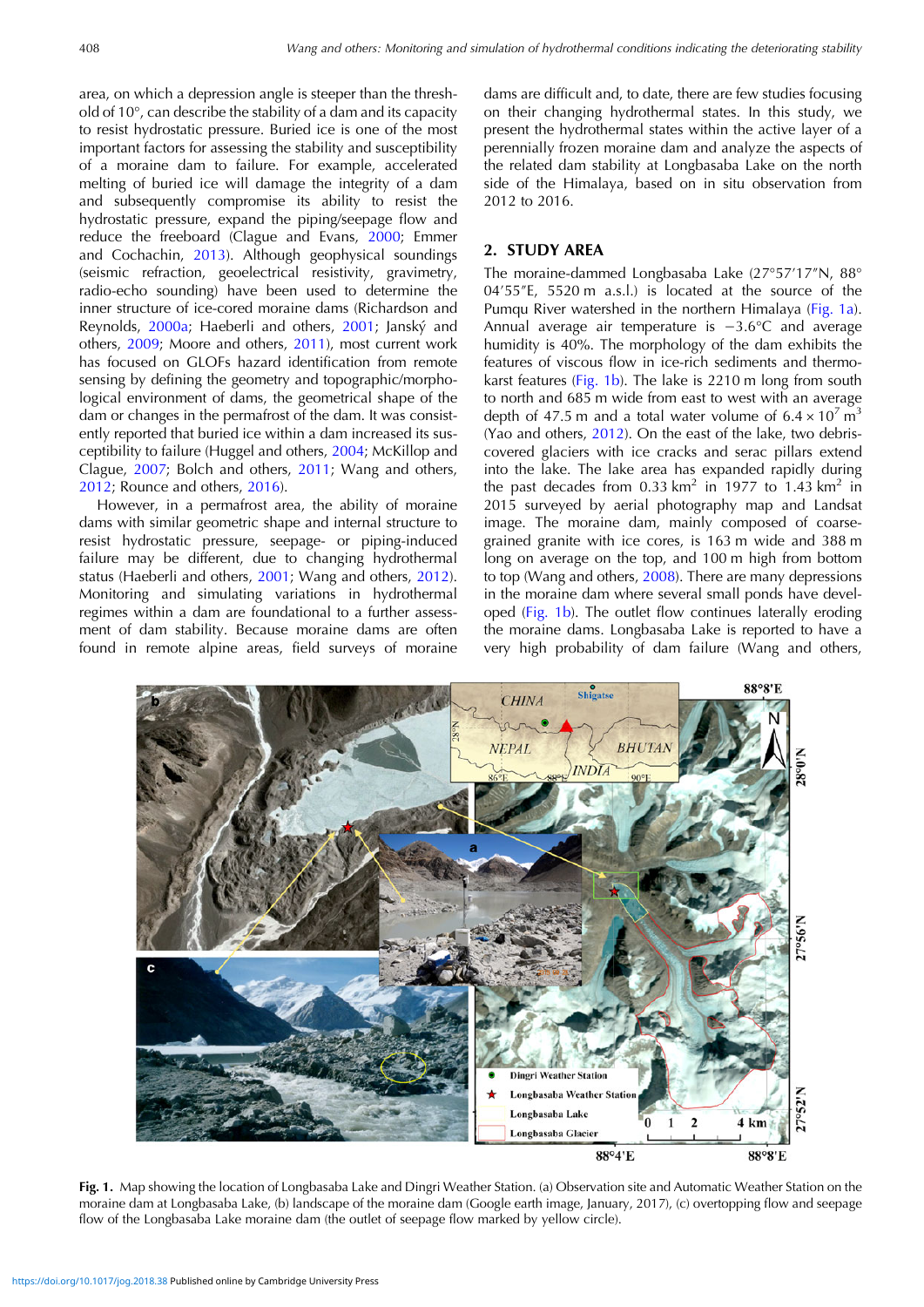area, on which a depression angle is steeper than the threshold of 10°, can describe the stability of a dam and its capacity to resist hydrostatic pressure. Buried ice is one of the most important factors for assessing the stability and susceptibility of a moraine dam to failure. For example, accelerated melting of buried ice will damage the integrity of a dam and subsequently compromise its ability to resist the hydrostatic pressure, expand the piping/seepage flow and reduce the freeboard (Clague and Evans, 2000; Emmer and Cochachin, 2013). Although geophysical soundings (seismic refraction, geoelectrical resistivity, gravimetry, radio-echo sounding) have been used to determine the inner structure of ice-cored moraine dams (Richardson and Reynolds, 2000a; Haeberli and others, 2001; Janský and others, 2009; Moore and others, 2011), most current work has focused on GLOFs hazard identification from remote sensing by defining the geometry and topographic/morphological environment of dams, the geometrical shape of the dam or changes in the permafrost of the dam. It was consistently reported that buried ice within a dam increased its susceptibility to failure (Huggel and others, 2004; McKillop and Clague, 2007; Bolch and others, 2011; Wang and others, 2012; Rounce and others, 2016).

However, in a permafrost area, the ability of moraine dams with similar geometric shape and internal structure to resist hydrostatic pressure, seepage- or piping-induced failure may be different, due to changing hydrothermal status (Haeberli and others, 2001; Wang and others, 2012). Monitoring and simulating variations in hydrothermal regimes within a dam are foundational to a further assessment of dam stability. Because moraine dams are often found in remote alpine areas, field surveys of moraine dams are difficult and, to date, there are few studies focusing on their changing hydrothermal states. In this study, we present the hydrothermal states within the active layer of a perennially frozen moraine dam and analyze the aspects of the related dam stability at Longbasaba Lake on the north side of the Himalaya, based on in situ observation from 2012 to 2016.

## 2. STUDY AREA

The moraine-dammed Longbasaba Lake (27°57′17″N, 88°04′55″E, 5520 m a.s.l.) is located at the source of the Pumqu River watershed in the northern Himalaya (Fig. 1a). Annual average air temperature is −3.6°C and average humidity is 40%. The morphology of the dam exhibits the features of viscous flow in ice-rich sediments and thermokarst features (Fig. 1b). The lake is 2210 m long from south to north and 685 m wide from east to west with an average depth of 47.5 m and a total water volume of $6.4 \times 10^7$ m$^3$ (Yao and others, 2012). On the east of the lake, two debris-covered glaciers with ice cracks and serac pillars extend into the lake. The lake area has expanded rapidly during the past decades from 0.33 km$^2$ in 1977 to 1.43 km$^2$ in 2015 surveyed by aerial photography map and Landsat image. The moraine dam, mainly composed of coarse-grained granite with ice cores, is 163 m wide and 388 m long on average on the top, and 100 m high from bottom to top (Wang and others, 2008). There are many depressions in the moraine dam where several small ponds have developed (Fig. 1b). The outlet flow continues laterally eroding the moraine dams. Longbasaba Lake is reported to have a very high probability of dam failure (Wang and others,

**Fig. 1.** Map showing the location of Longbasaba Lake and Dingri Weather Station. (a) Observation site and Automatic Weather Station on the moraine dam at Longbasaba Lake, (b) landscape of the moraine dam (Google earth image, January, 2017), (c) overtopping flow and seepage flow of the Longbasaba Lake moraine dam (the outlet of seepage flow marked by yellow circle).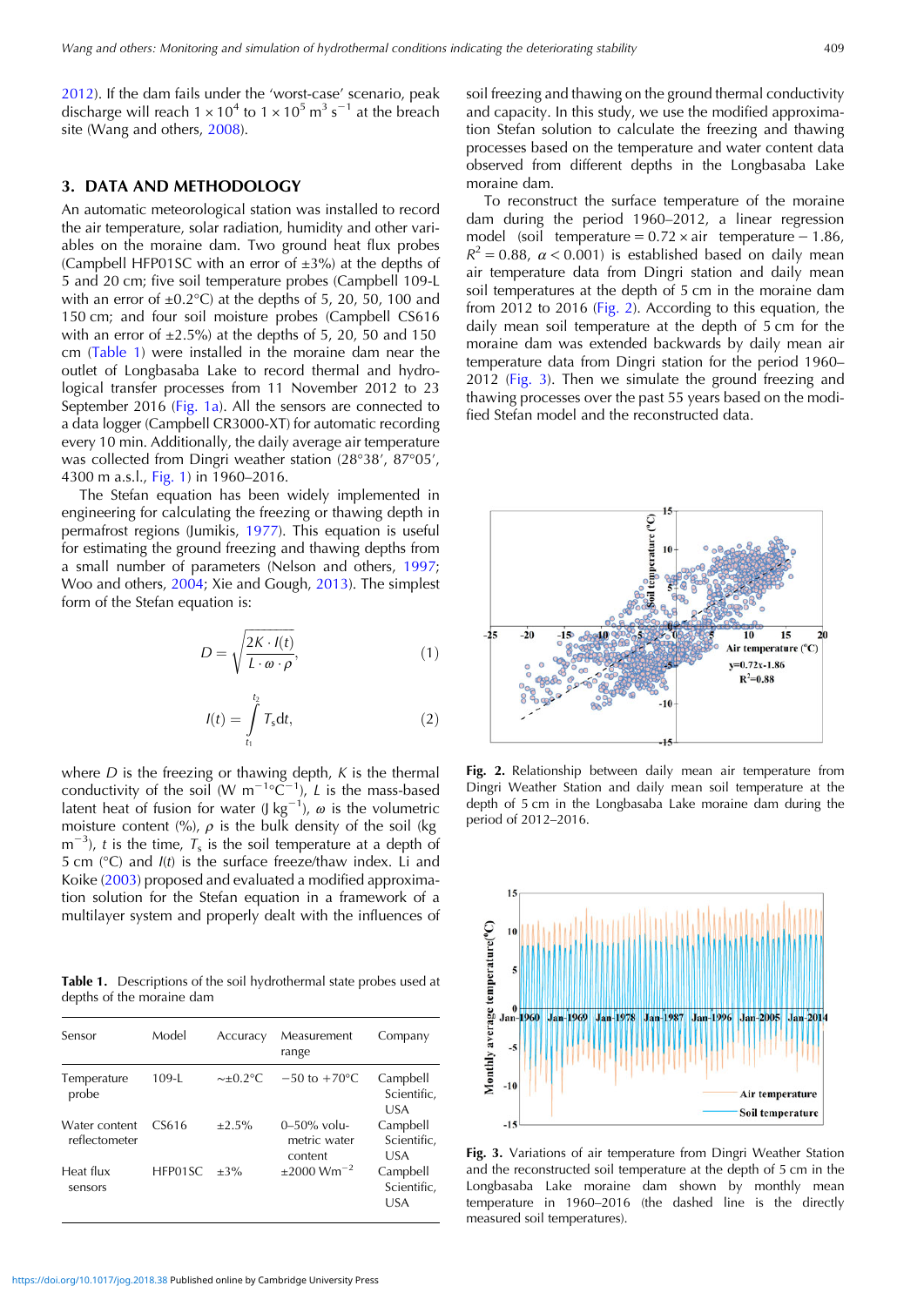2012). If the dam fails under the 'worst-case' scenario, peak discharge will reach $1 \times 10^4$ to $1 \times 10^5$ m$^3$ s$^{-1}$ at the breach site (Wang and others, 2008).

## 3. DATA AND METHODOLOGY

An automatic meteorological station was installed to record the air temperature, solar radiation, humidity and other variables on the moraine dam. Two ground heat flux probes (Campbell HFP01SC with an error of ±3%) at the depths of 5 and 20 cm; five soil temperature probes (Campbell 109-L with an error of ±0.2°C) at the depths of 5, 20, 50, 100 and 150 cm; and four soil moisture probes (Campbell CS616 with an error of ±2.5%) at the depths of 5, 20, 50 and 150 cm (Table 1) were installed in the moraine dam near the outlet of Longbasaba Lake to record thermal and hydrological transfer processes from 11 November 2012 to 23 September 2016 (Fig. 1a). All the sensors are connected to a data logger (Campbell CR3000-XT) for automatic recording every 10 min. Additionally, the daily average air temperature was collected from Dingri weather station (28°38′, 87°05′, 4300 m a.s.l., Fig. 1) in 1960–2016.

The Stefan equation has been widely implemented in engineering for calculating the freezing or thawing depth in permafrost regions (Jumikis, 1977). This equation is useful for estimating the ground freezing and thawing depths from a small number of parameters (Nelson and others, 1997; Woo and others, 2004; Xie and Gough, 2013). The simplest form of the Stefan equation is:

$$D = \sqrt{\frac{2K \cdot I(t)}{L \cdot \omega \cdot \rho}}, \tag{1}$$

$$I(t) = \int_{t_1}^{t_2} T_s \mathrm{d}t, \tag{2}$$

where $D$ is the freezing or thawing depth, $K$ is the thermal conductivity of the soil (W m$^{-1}$°C$^{-1}$), $L$ is the mass-based latent heat of fusion for water (J kg$^{-1}$), $\omega$ is the volumetric moisture content (%), $\rho$ is the bulk density of the soil (kg m$^{-3}$), $t$ is the time, $T_s$ is the soil temperature at a depth of 5 cm (°C) and $I(t)$ is the surface freeze/thaw index. Li and Koike (2003) proposed and evaluated a modified approximation solution for the Stefan equation in a framework of a multilayer system and properly dealt with the influences of soil freezing and thawing on the ground thermal conductivity and capacity. In this study, we use the modified approximation Stefan solution to calculate the freezing and thawing processes based on the temperature and water content data observed from different depths in the Longbasaba Lake moraine dam.

To reconstruct the surface temperature of the moraine dam during the period 1960–2012, a linear regression model (soil temperature = 0.72 × air temperature − 1.86, $R^2 = 0.88$, $\alpha < 0.001$) is established based on daily mean air temperature data from Dingri station and daily mean soil temperatures at the depth of 5 cm in the moraine dam from 2012 to 2016 (Fig. 2). According to this equation, the daily mean soil temperature at the depth of 5 cm for the moraine dam was extended backwards by daily mean air temperature data from Dingri station for the period 1960–2012 (Fig. 3). Then we simulate the ground freezing and thawing processes over the past 55 years based on the modified Stefan model and the reconstructed data.

**Table 1.** Descriptions of the soil hydrothermal state probes used at depths of the moraine dam

| Sensor | Model | Accuracy | Measurement range | Company |
|---|---|---|---|---|
| Temperature probe | 109-L | ~±0.2°C | −50 to +70°C | Campbell Scientific, USA |
| Water content reflectometer | CS616 | ±2.5% | 0–50% volumetric water content | Campbell Scientific, USA |
| Heat flux sensors | HFP01SC | ±3% | ±2000 Wm$^{-2}$ | Campbell Scientific, USA |

**Fig. 2.** Relationship between daily mean air temperature from Dingri Weather Station and daily mean soil temperature at the depth of 5 cm in the Longbasaba Lake moraine dam during the period of 2012–2016.

**Fig. 3.** Variations of air temperature from Dingri Weather Station and the reconstructed soil temperature at the depth of 5 cm in the Longbasaba Lake moraine dam shown by monthly mean temperature in 1960–2016 (the dashed line is the directly measured soil temperatures).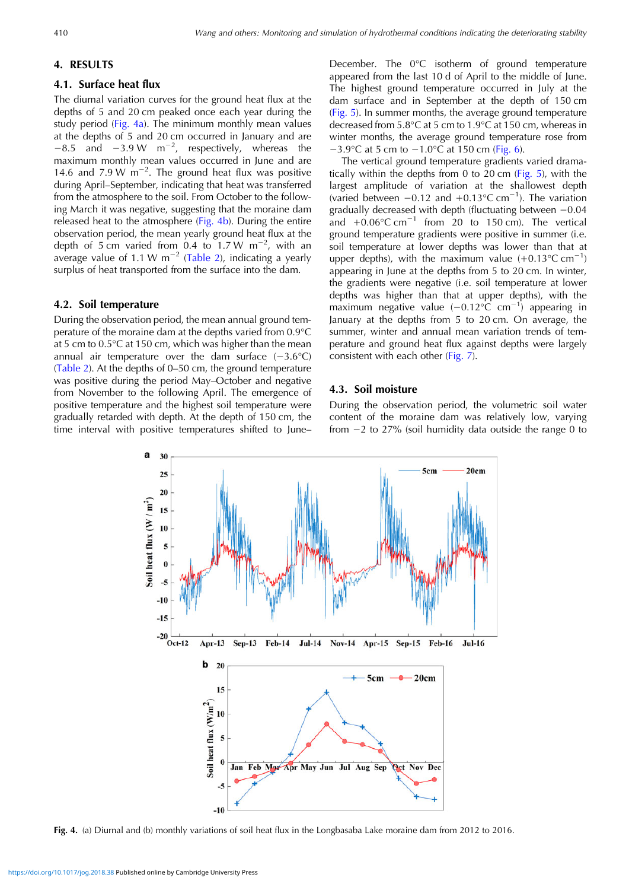## 4. RESULTS

### 4.1. Surface heat flux

The diurnal variation curves for the ground heat flux at the depths of 5 and 20 cm peaked once each year during the study period (Fig. 4a). The minimum monthly mean values at the depths of 5 and 20 cm occurred in January and are −8.5 and −3.9 W m$^{-2}$, respectively, whereas the maximum monthly mean values occurred in June and are 14.6 and 7.9 W m$^{-2}$. The ground heat flux was positive during April–September, indicating that heat was transferred from the atmosphere to the soil. From October to the following March it was negative, suggesting that the moraine dam released heat to the atmosphere (Fig. 4b). During the entire observation period, the mean yearly ground heat flux at the depth of 5 cm varied from 0.4 to 1.7 W m$^{-2}$, with an average value of 1.1 W m$^{-2}$ (Table 2), indicating a yearly surplus of heat transported from the surface into the dam.

### 4.2. Soil temperature

During the observation period, the mean annual ground temperature of the moraine dam at the depths varied from 0.9°C at 5 cm to 0.5°C at 150 cm, which was higher than the mean annual air temperature over the dam surface (−3.6°C) (Table 2). At the depths of 0–50 cm, the ground temperature was positive during the period May–October and negative from November to the following April. The emergence of positive temperature and the highest soil temperature were gradually retarded with depth. At the depth of 150 cm, the time interval with positive temperatures shifted to June–December. The 0°C isotherm of ground temperature appeared from the last 10 d of April to the middle of June. The highest ground temperature occurred in July at the dam surface and in September at the depth of 150 cm (Fig. 5). In summer months, the average ground temperature decreased from 5.8°C at 5 cm to 1.9°C at 150 cm, whereas in winter months, the average ground temperature rose from −3.9°C at 5 cm to −1.0°C at 150 cm (Fig. 6).

The vertical ground temperature gradients varied dramatically within the depths from 0 to 20 cm (Fig. 5), with the largest amplitude of variation at the shallowest depth (varied between −0.12 and +0.13°C cm$^{-1}$). The variation gradually decreased with depth (fluctuating between −0.04 and +0.06°C cm$^{-1}$ from 20 to 150 cm). The vertical ground temperature gradients were positive in summer (i.e. soil temperature at lower depths was lower than that at upper depths), with the maximum value (+0.13°C cm$^{-1}$) appearing in June at the depths from 5 to 20 cm. In winter, the gradients were negative (i.e. soil temperature at lower depths was higher than that at upper depths), with the maximum negative value (−0.12°C cm$^{-1}$) appearing in January at the depths from 5 to 20 cm. On average, the summer, winter and annual mean variation trends of temperature and ground heat flux against depths were largely consistent with each other (Fig. 7).

### 4.3. Soil moisture

During the observation period, the volumetric soil water content of the moraine dam was relatively low, varying from −2 to 27% (soil humidity data outside the range 0 to

**Fig. 4.** (a) Diurnal and (b) monthly variations of soil heat flux in the Longbasaba Lake moraine dam from 2012 to 2016.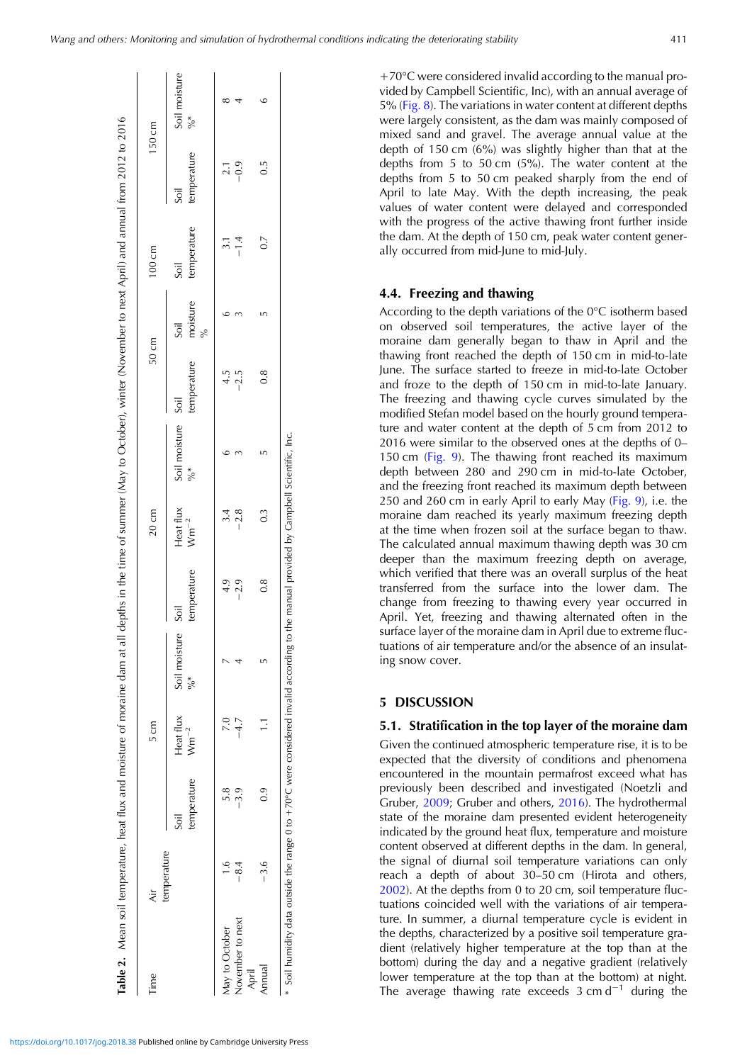**Table 2.** Mean soil temperature, heat flux and moisture of moraine dam at all depths in the time of summer (May to October), winter (November to next April) and annual from 2012 to 2016

| Time | Air temperature | 5 cm | | | 20 cm | | | 50 cm | | 100 cm | 150 cm | |
|---|---|---|---|---|---|---|---|---|---|---|---|---|
| | | Soil temperature | Heat flux $W m^{-2}$ | Soil moisture %* | Soil temperature | Heat flux $W m^{-2}$ | Soil moisture %* | Soil temperature | Soil moisture % | Soil temperature | Soil temperature | Soil moisture %* |
| May to October | 1.6 | 5.8 | 7.0 | 7 | 4.9 | 3.4 | 6 | 4.5 | 6 | 3.1 | 2.1 | 8 |
| November to next April | −8.4 | −3.9 | −4.7 | 4 | −2.9 | −2.8 | 3 | −2.5 | 3 | −1.4 | −0.9 | 4 |
| Annual | −3.6 | 0.9 | 1.1 | 5 | 0.8 | 0.3 | 5 | 0.8 | 5 | 0.7 | 0.5 | 6 |

* Soil humidity data outside the range 0 to +70°C were considered invalid according to the manual provided by Campbell Scientific, Inc.

+70°C were considered invalid according to the manual provided by Campbell Scientific, Inc), with an annual average of 5% (Fig. 8). The variations in water content at different depths were largely consistent, as the dam was mainly composed of mixed sand and gravel. The average annual value at the depth of 150 cm (6%) was slightly higher than that at the depths from 5 to 50 cm (5%). The water content at the depths from 5 to 50 cm peaked sharply from the end of April to late May. With the depth increasing, the peak values of water content were delayed and corresponded with the progress of the active thawing front further inside the dam. At the depth of 150 cm, peak water content generally occurred from mid-June to mid-July.

### 4.4. Freezing and thawing

According to the depth variations of the 0°C isotherm based on observed soil temperatures, the active layer of the moraine dam generally began to thaw in April and the thawing front reached the depth of 150 cm in mid-to-late June. The surface started to freeze in mid-to-late October and froze to the depth of 150 cm in mid-to-late January. The freezing and thawing cycle curves simulated by the modified Stefan model based on the hourly ground temperature and water content at the depth of 5 cm from 2012 to 2016 were similar to the observed ones at the depths of 0–150 cm (Fig. 9). The thawing front reached its maximum depth between 280 and 290 cm in mid-to-late October, and the freezing front reached its maximum depth between 250 and 260 cm in early April to early May (Fig. 9), i.e. the moraine dam reached its yearly maximum freezing depth at the time when frozen soil at the surface began to thaw. The calculated annual maximum thawing depth was 30 cm deeper than the maximum freezing depth on average, which verified that there was an overall surplus of the heat transferred from the surface into the lower dam. The change from freezing to thawing every year occurred in April. Yet, freezing and thawing alternated often in the surface layer of the moraine dam in April due to extreme fluctuations of air temperature and/or the absence of an insulating snow cover.

## 5 DISCUSSION

### 5.1. Stratification in the top layer of the moraine dam

Given the continued atmospheric temperature rise, it is to be expected that the diversity of conditions and phenomena encountered in the mountain permafrost exceed what has previously been described and investigated (Noetzli and Gruber, 2009; Gruber and others, 2016). The hydrothermal state of the moraine dam presented evident heterogeneity indicated by the ground heat flux, temperature and moisture content observed at different depths in the dam. In general, the signal of diurnal soil temperature variations can only reach a depth of about 30–50 cm (Hirota and others, 2002). At the depths from 0 to 20 cm, soil temperature fluctuations coincided well with the variations of air temperature. In summer, a diurnal temperature cycle is evident in the depths, characterized by a positive soil temperature gradient (relatively higher temperature at the top than at the bottom) during the day and a negative gradient (relatively lower temperature at the top than at the bottom) at night. The average thawing rate exceeds $3\ cm\ d^{-1}$ during the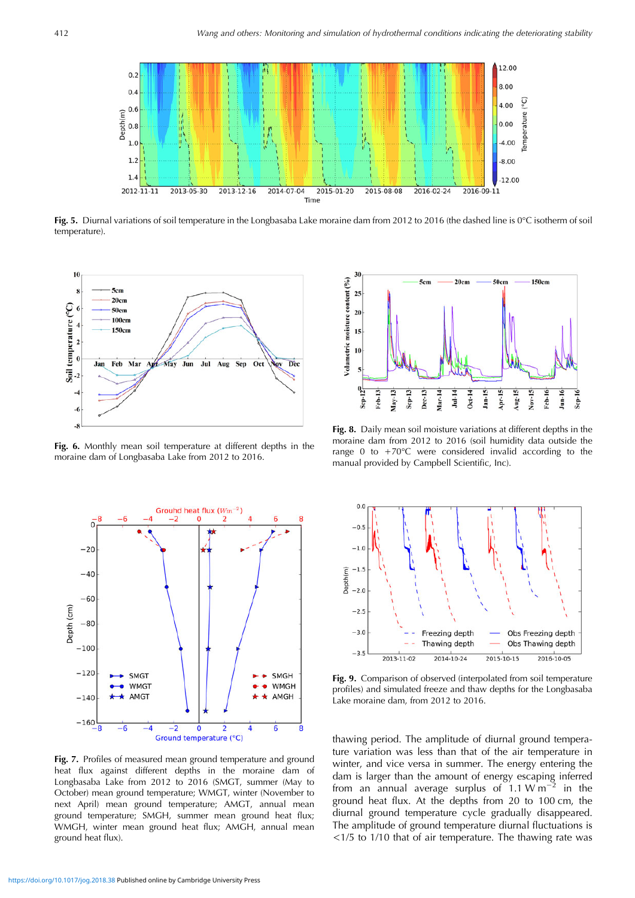Fig. 5. Diurnal variations of soil temperature in the Longbasaba Lake moraine dam from 2012 to 2016 (the dashed line is 0°C isotherm of soil temperature).

Fig. 6. Monthly mean soil temperature at different depths in the moraine dam of Longbasaba Lake from 2012 to 2016.

Fig. 8. Daily mean soil moisture variations at different depths in the moraine dam from 2012 to 2016 (soil humidity data outside the range 0 to +70°C were considered invalid according to the manual provided by Campbell Scientific, Inc).

Fig. 7. Profiles of measured mean ground temperature and ground heat flux against different depths in the moraine dam of Longbasaba Lake from 2012 to 2016 (SMGT, summer (May to October) mean ground temperature; WMGT, winter (November to next April) mean ground temperature; AMGT, annual mean ground temperature; SMGH, summer mean ground heat flux; WMGH, winter mean ground heat flux; AMGH, annual mean ground heat flux).

Fig. 9. Comparison of observed (interpolated from soil temperature profiles) and simulated freeze and thaw depths for the Longbasaba Lake moraine dam, from 2012 to 2016.

thawing period. The amplitude of diurnal ground temperature variation was less than that of the air temperature in winter, and vice versa in summer. The energy entering the dam is larger than the amount of energy escaping inferred from an annual average surplus of 1.1 W $m^{-2}$ in the ground heat flux. At the depths from 20 to 100 cm, the diurnal ground temperature cycle gradually disappeared. The amplitude of ground temperature diurnal fluctuations is <1/5 to 1/10 that of air temperature. The thawing rate was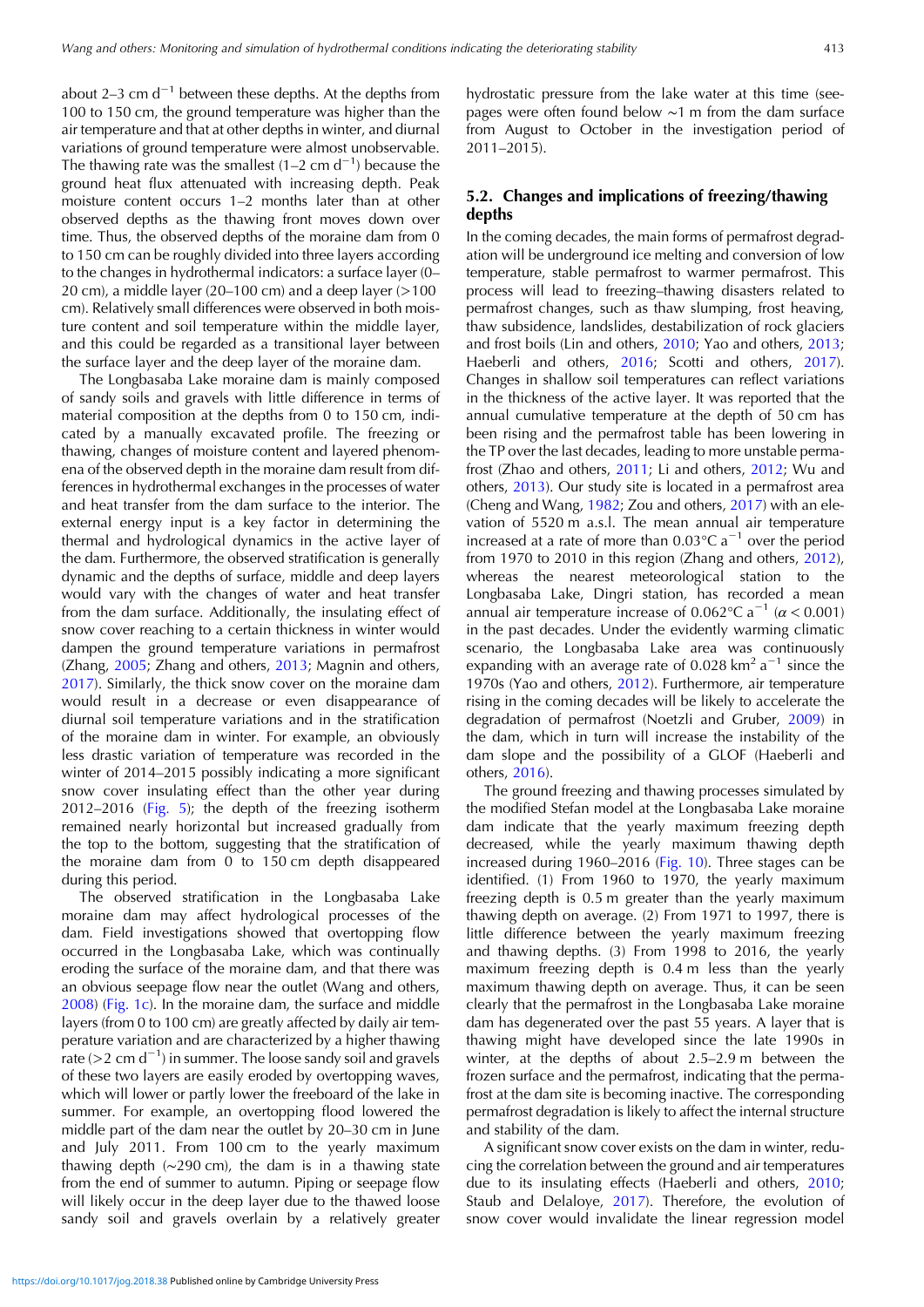about 2–3 cm $d^{-1}$ between these depths. At the depths from 100 to 150 cm, the ground temperature was higher than the air temperature and that at other depths in winter, and diurnal variations of ground temperature were almost unobservable. The thawing rate was the smallest (1–2 cm $d^{-1}$) because the ground heat flux attenuated with increasing depth. Peak moisture content occurs 1–2 months later than at other observed depths as the thawing front moves down over time. Thus, the observed depths of the moraine dam from 0 to 150 cm can be roughly divided into three layers according to the changes in hydrothermal indicators: a surface layer (0–20 cm), a middle layer (20–100 cm) and a deep layer (>100 cm). Relatively small differences were observed in both moisture content and soil temperature within the middle layer, and this could be regarded as a transitional layer between the surface layer and the deep layer of the moraine dam.

The Longbasaba Lake moraine dam is mainly composed of sandy soils and gravels with little difference in terms of material composition at the depths from 0 to 150 cm, indicated by a manually excavated profile. The freezing or thawing, changes of moisture content and layered phenomena of the observed depth in the moraine dam result from differences in hydrothermal exchanges in the processes of water and heat transfer from the dam surface to the interior. The external energy input is a key factor in determining the thermal and hydrological dynamics in the active layer of the dam. Furthermore, the observed stratification is generally dynamic and the depths of surface, middle and deep layers would vary with the changes of water and heat transfer from the dam surface. Additionally, the insulating effect of snow cover reaching to a certain thickness in winter would dampen the ground temperature variations in permafrost (Zhang, 2005; Zhang and others, 2013; Magnin and others, 2017). Similarly, the thick snow cover on the moraine dam would result in a decrease or even disappearance of diurnal soil temperature variations and in the stratification of the moraine dam in winter. For example, an obviously less drastic variation of temperature was recorded in the winter of 2014–2015 possibly indicating a more significant snow cover insulating effect than the other year during 2012–2016 (Fig. 5); the depth of the freezing isotherm remained nearly horizontal but increased gradually from the top to the bottom, suggesting that the stratification of the moraine dam from 0 to 150 cm depth disappeared during this period.

The observed stratification in the Longbasaba Lake moraine dam may affect hydrological processes of the dam. Field investigations showed that overtopping flow occurred in the Longbasaba Lake, which was continually eroding the surface of the moraine dam, and that there was an obvious seepage flow near the outlet (Wang and others, 2008) (Fig. 1c). In the moraine dam, the surface and middle layers (from 0 to 100 cm) are greatly affected by daily air temperature variation and are characterized by a higher thawing rate (>2 cm $d^{-1}$) in summer. The loose sandy soil and gravels of these two layers are easily eroded by overtopping waves, which will lower or partly lower the freeboard of the lake in summer. For example, an overtopping flood lowered the middle part of the dam near the outlet by 20–30 cm in June and July 2011. From 100 cm to the yearly maximum thawing depth (~290 cm), the dam is in a thawing state from the end of summer to autumn. Piping or seepage flow will likely occur in the deep layer due to the thawed loose sandy soil and gravels overlain by a relatively greater hydrostatic pressure from the lake water at this time (seepages were often found below ~1 m from the dam surface from August to October in the investigation period of 2011–2015).

## 5.2. Changes and implications of freezing/thawing depths

In the coming decades, the main forms of permafrost degradation will be underground ice melting and conversion of low temperature, stable permafrost to warmer permafrost. This process will lead to freezing–thawing disasters related to permafrost changes, such as thaw slumping, frost heaving, thaw subsidence, landslides, destabilization of rock glaciers and frost boils (Lin and others, 2010; Yao and others, 2013; Haeberli and others, 2016; Scotti and others, 2017). Changes in shallow soil temperatures can reflect variations in the thickness of the active layer. It was reported that the annual cumulative temperature at the depth of 50 cm has been rising and the permafrost table has been lowering in the TP over the last decades, leading to more unstable permafrost (Zhao and others, 2011; Li and others, 2012; Wu and others, 2013). Our study site is located in a permafrost area (Cheng and Wang, 1982; Zou and others, 2017) with an elevation of 5520 m a.s.l. The mean annual air temperature increased at a rate of more than 0.03°C $a^{-1}$ over the period from 1970 to 2010 in this region (Zhang and others, 2012), whereas the nearest meteorological station to the Longbasaba Lake, Dingri station, has recorded a mean annual air temperature increase of 0.062°C $a^{-1}$ ($\alpha < 0.001$) in the past decades. Under the evidently warming climatic scenario, the Longbasaba Lake area was continuously expanding with an average rate of 0.028 $km^2$ $a^{-1}$ since the 1970s (Yao and others, 2012). Furthermore, air temperature rising in the coming decades will be likely to accelerate the degradation of permafrost (Noetzli and Gruber, 2009) in the dam, which in turn will increase the instability of the dam slope and the possibility of a GLOF (Haeberli and others, 2016).

The ground freezing and thawing processes simulated by the modified Stefan model at the Longbasaba Lake moraine dam indicate that the yearly maximum freezing depth decreased, while the yearly maximum thawing depth increased during 1960–2016 (Fig. 10). Three stages can be identified. (1) From 1960 to 1970, the yearly maximum freezing depth is 0.5 m greater than the yearly maximum thawing depth on average. (2) From 1971 to 1997, there is little difference between the yearly maximum freezing and thawing depths. (3) From 1998 to 2016, the yearly maximum freezing depth is 0.4 m less than the yearly maximum thawing depth on average. Thus, it can be seen clearly that the permafrost in the Longbasaba Lake moraine dam has degenerated over the past 55 years. A layer that is thawing might have developed since the late 1990s in winter, at the depths of about 2.5–2.9 m between the frozen surface and the permafrost, indicating that the permafrost at the dam site is becoming inactive. The corresponding permafrost degradation is likely to affect the internal structure and stability of the dam.

A significant snow cover exists on the dam in winter, reducing the correlation between the ground and air temperatures due to its insulating effects (Haeberli and others, 2010; Staub and Delaloye, 2017). Therefore, the evolution of snow cover would invalidate the linear regression model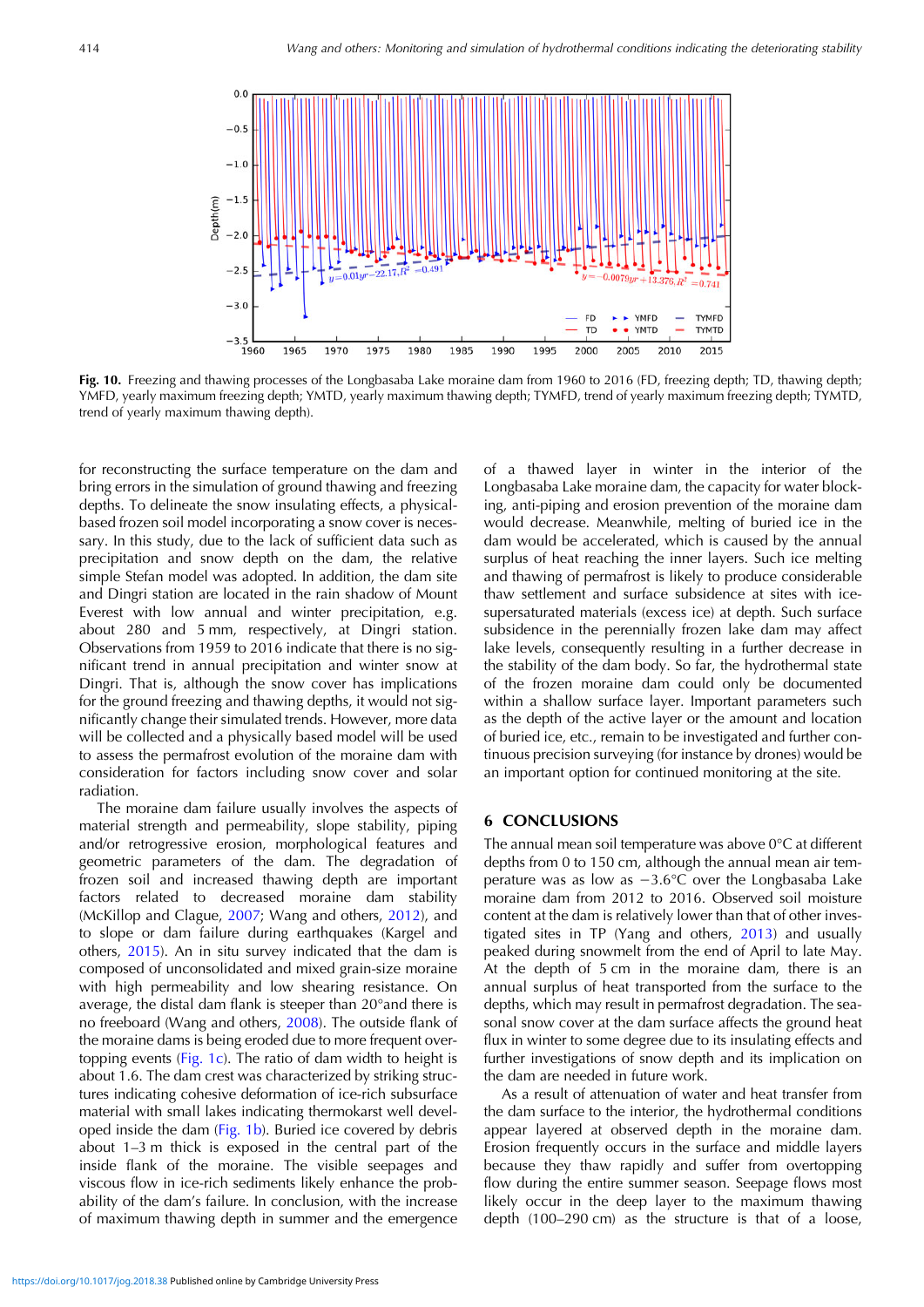**Fig. 10.** Freezing and thawing processes of the Longbasaba Lake moraine dam from 1960 to 2016 (FD, freezing depth; TD, thawing depth; YMFD, yearly maximum freezing depth; YMTD, yearly maximum thawing depth; TYMFD, trend of yearly maximum freezing depth; TYMTD, trend of yearly maximum thawing depth).

for reconstructing the surface temperature on the dam and bring errors in the simulation of ground thawing and freezing depths. To delineate the snow insulating effects, a physical-based frozen soil model incorporating a snow cover is necessary. In this study, due to the lack of sufficient data such as precipitation and snow depth on the dam, the relative simple Stefan model was adopted. In addition, the dam site and Dingri station are located in the rain shadow of Mount Everest with low annual and winter precipitation, e.g. about 280 and 5 mm, respectively, at Dingri station. Observations from 1959 to 2016 indicate that there is no significant trend in annual precipitation and winter snow at Dingri. That is, although the snow cover has implications for the ground freezing and thawing depths, it would not significantly change their simulated trends. However, more data will be collected and a physically based model will be used to assess the permafrost evolution of the moraine dam with consideration for factors including snow cover and solar radiation.

The moraine dam failure usually involves the aspects of material strength and permeability, slope stability, piping and/or retrogressive erosion, morphological features and geometric parameters of the dam. The degradation of frozen soil and increased thawing depth are important factors related to decreased moraine dam stability (McKillop and Clague, 2007; Wang and others, 2012), and to slope or dam failure during earthquakes (Kargel and others, 2015). An in situ survey indicated that the dam is composed of unconsolidated and mixed grain-size moraine with high permeability and low shearing resistance. On average, the distal dam flank is steeper than 20°and there is no freeboard (Wang and others, 2008). The outside flank of the moraine dams is being eroded due to more frequent overtopping events (Fig. 1c). The ratio of dam width to height is about 1.6. The dam crest was characterized by striking structures indicating cohesive deformation of ice-rich subsurface material with small lakes indicating thermokarst well developed inside the dam (Fig. 1b). Buried ice covered by debris about 1–3 m thick is exposed in the central part of the inside flank of the moraine. The visible seepages and viscous flow in ice-rich sediments likely enhance the probability of the dam's failure. In conclusion, with the increase of maximum thawing depth in summer and the emergence of a thawed layer in winter in the interior of the Longbasaba Lake moraine dam, the capacity for water blocking, anti-piping and erosion prevention of the moraine dam would decrease. Meanwhile, melting of buried ice in the dam would be accelerated, which is caused by the annual surplus of heat reaching the inner layers. Such ice melting and thawing of permafrost is likely to produce considerable thaw settlement and surface subsidence at sites with ice-supersaturated materials (excess ice) at depth. Such surface subsidence in the perennially frozen lake dam may affect lake levels, consequently resulting in a further decrease in the stability of the dam body. So far, the hydrothermal state of the frozen moraine dam could only be documented within a shallow surface layer. Important parameters such as the depth of the active layer or the amount and location of buried ice, etc., remain to be investigated and further continuous precision surveying (for instance by drones) would be an important option for continued monitoring at the site.

## 6 CONCLUSIONS

The annual mean soil temperature was above 0°C at different depths from 0 to 150 cm, although the annual mean air temperature was as low as −3.6°C over the Longbasaba Lake moraine dam from 2012 to 2016. Observed soil moisture content at the dam is relatively lower than that of other investigated sites in TP (Yang and others, 2013) and usually peaked during snowmelt from the end of April to late May. At the depth of 5 cm in the moraine dam, there is an annual surplus of heat transported from the surface to the depths, which may result in permafrost degradation. The seasonal snow cover at the dam surface affects the ground heat flux in winter to some degree due to its insulating effects and further investigations of snow depth and its implication on the dam are needed in future work.

As a result of attenuation of water and heat transfer from the dam surface to the interior, the hydrothermal conditions appear layered at observed depth in the moraine dam. Erosion frequently occurs in the surface and middle layers because they thaw rapidly and suffer from overtopping flow during the entire summer season. Seepage flows most likely occur in the deep layer to the maximum thawing depth (100–290 cm) as the structure is that of a loose,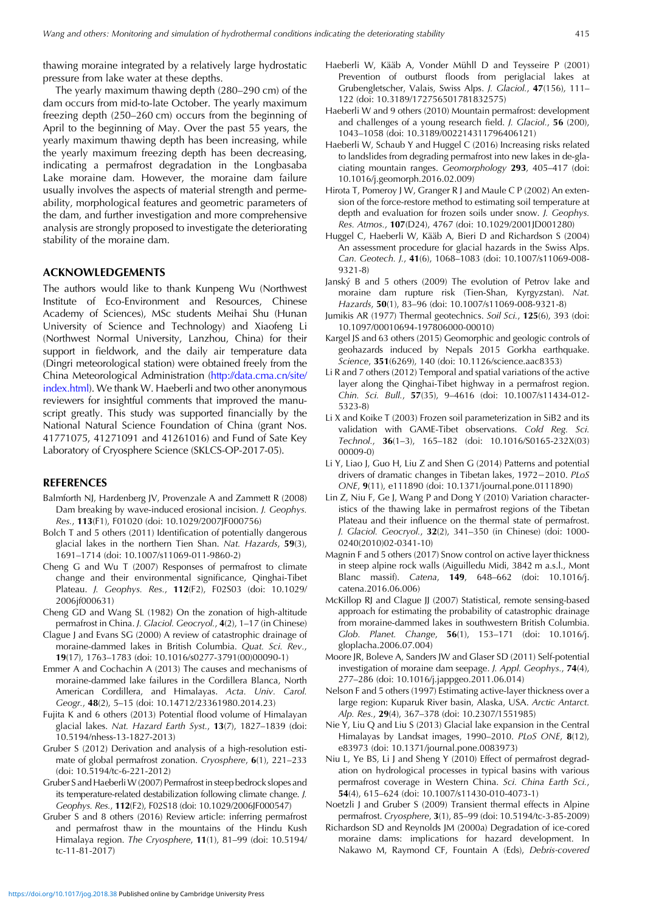thawing moraine integrated by a relatively large hydrostatic pressure from lake water at these depths.

The yearly maximum thawing depth (280–290 cm) of the dam occurs from mid-to-late October. The yearly maximum freezing depth (250–260 cm) occurs from the beginning of April to the beginning of May. Over the past 55 years, the yearly maximum thawing depth has been increasing, while the yearly maximum freezing depth has been decreasing, indicating a permafrost degradation in the Longbasaba Lake moraine dam. However, the moraine dam failure usually involves the aspects of material strength and permeability, morphological features and geometric parameters of the dam, and further investigation and more comprehensive analysis are strongly proposed to investigate the deteriorating stability of the moraine dam.

## ACKNOWLEDGEMENTS

The authors would like to thank Kunpeng Wu (Northwest Institute of Eco-Environment and Resources, Chinese Academy of Sciences), MSc students Meihai Shu (Hunan University of Science and Technology) and Xiaofeng Li (Northwest Normal University, Lanzhou, China) for their support in fieldwork, and the daily air temperature data (Dingri meteorological station) were obtained freely from the China Meteorological Administration (http://data.cma.cn/site/index.html). We thank W. Haeberli and two other anonymous reviewers for insightful comments that improved the manuscript greatly. This study was supported financially by the National Natural Science Foundation of China (grant Nos. 41771075, 41271091 and 41261016) and Fund of Sate Key Laboratory of Cryosphere Science (SKLCS-OP-2017-05).

## REFERENCES

Balmforth NJ, Hardenberg JV, Provenzale A and Zammett R (2008) Dam breaking by wave-induced erosional incision. *J. Geophys. Res.*, **113**(F1), F01020 (doi: 10.1029/2007JF000756)

Bolch T and 5 others (2011) Identification of potentially dangerous glacial lakes in the northern Tien Shan. *Nat. Hazards*, **59**(3), 1691–1714 (doi: 10.1007/s11069-011-9860-2)

Cheng G and Wu T (2007) Responses of permafrost to climate change and their environmental significance, Qinghai-Tibet Plateau. *J. Geophys. Res.*, **112**(F2), F02S03 (doi: 10.1029/2006jf000631)

Cheng GD and Wang SL (1982) On the zonation of high-altitude permafrost in China. *J. Glaciol. Geocryol.*, **4**(2), 1–17 (in Chinese)

Clague J and Evans SG (2000) A review of catastrophic drainage of moraine-dammed lakes in British Columbia. *Quat. Sci. Rev.*, **19**(17), 1763–1783 (doi: 10.1016/s0277-3791(00)00090-1)

Emmer A and Cochachin A (2013) The causes and mechanisms of moraine-dammed lake failures in the Cordillera Blanca, North American Cordillera, and Himalayas. *Acta. Univ. Carol. Geogr.*, **48**(2), 5–15 (doi: 10.14712/23361980.2014.23)

Fujita K and 6 others (2013) Potential flood volume of Himalayan glacial lakes. *Nat. Hazard Earth Syst.*, **13**(7), 1827–1839 (doi: 10.5194/nhess-13-1827-2013)

Gruber S (2012) Derivation and analysis of a high-resolution estimate of global permafrost zonation. *Cryosphere*, **6**(1), 221–233 (doi: 10.5194/tc-6-221-2012)

Gruber S and Haeberli W (2007) Permafrost in steep bedrock slopes and its temperature-related destabilization following climate change. *J. Geophys. Res.*, **112**(F2), F02S18 (doi: 10.1029/2006JF000547)

Gruber S and 8 others (2016) Review article: inferring permafrost and permafrost thaw in the mountains of the Hindu Kush Himalaya region. *The Cryosphere*, **11**(1), 81–99 (doi: 10.5194/tc-11-81-2017)

Haeberli W, Kääb A, Vonder Mühll D and Teysseire P (2001) Prevention of outburst floods from periglacial lakes at Grubengletscher, Valais, Swiss Alps. *J. Glaciol.*, **47**(156), 111–122 (doi: 10.3189/172756501781832575)

Haeberli W and 9 others (2010) Mountain permafrost: development and challenges of a young research field. *J. Glaciol.*, **56** (200), 1043–1058 (doi: 10.3189/002214311796406121)

Haeberli W, Schaub Y and Huggel C (2016) Increasing risks related to landslides from degrading permafrost into new lakes in de-glaciating mountain ranges. *Geomorphology* **293**, 405–417 (doi: 10.1016/j.geomorph.2016.02.009)

Hirota T, Pomeroy J W, Granger R J and Maule C P (2002) An extension of the force-restore method to estimating soil temperature at depth and evaluation for frozen soils under snow. *J. Geophys. Res. Atmos.*, **107**(D24), 4767 (doi: 10.1029/2001JD001280)

Huggel C, Haeberli W, Kääb A, Bieri D and Richardson S (2004) An assessment procedure for glacial hazards in the Swiss Alps. *Can. Geotech. J.*, **41**(6), 1068–1083 (doi: 10.1007/s11069-008-9321-8)

Janský B and 5 others (2009) The evolution of Petrov lake and moraine dam rupture risk (Tien-Shan, Kyrgyzstan). *Nat. Hazards*, **50**(1), 83–96 (doi: 10.1007/s11069-008-9321-8)

Jumikis AR (1977) Thermal geotechnics. *Soil Sci.*, **125**(6), 393 (doi: 10.1097/00010694-197806000-00010)

Kargel JS and 63 others (2015) Geomorphic and geologic controls of geohazards induced by Nepals 2015 Gorkha earthquake. *Science*, **351**(6269), 140 (doi: 10.1126/science.aac8353)

Li R and 7 others (2012) Temporal and spatial variations of the active layer along the Qinghai-Tibet highway in a permafrost region. *Chin. Sci. Bull.*, **57**(35), 9–4616 (doi: 10.1007/s11434-012-5323-8)

Li X and Koike T (2003) Frozen soil parameterization in SiB2 and its validation with GAME-Tibet observations. *Cold Reg. Sci. Technol.*, **36**(1–3), 165–182 (doi: 10.1016/S0165-232X(03)00009-0)

Li Y, Liao J, Guo H, Liu Z and Shen G (2014) Patterns and potential drivers of dramatic changes in Tibetan lakes, 1972−2010. *PLoS ONE*, **9**(11), e111890 (doi: 10.1371/journal.pone.0111890)

Lin Z, Niu F, Ge J, Wang P and Dong Y (2010) Variation characteristics of the thawing lake in permafrost regions of the Tibetan Plateau and their influence on the thermal state of permafrost. *J. Glaciol. Geocryol.*, **32**(2), 341–350 (in Chinese) (doi: 1000-0240(2010)02-0341-10)

Magnin F and 5 others (2017) Snow control on active layer thickness in steep alpine rock walls (Aiguilledu Midi, 3842 m a.s.l., Mont Blanc massif). *Catena*, **149**, 648–662 (doi: 10.1016/j.catena.2016.06.006)

McKillop RJ and Clague JJ (2007) Statistical, remote sensing-based approach for estimating the probability of catastrophic drainage from moraine-dammed lakes in southwestern British Columbia. *Glob. Planet. Change*, **56**(1), 153–171 (doi: 10.1016/j.gloplacha.2006.07.004)

Moore JR, Boleve A, Sanders JW and Glaser SD (2011) Self-potential investigation of moraine dam seepage. *J. Appl. Geophys.*, **74**(4), 277–286 (doi: 10.1016/j.jappgeo.2011.06.014)

Nelson F and 5 others (1997) Estimating active-layer thickness over a large region: Kuparuk River basin, Alaska, USA. *Arctic Antarct. Alp. Res.*, **29**(4), 367–378 (doi: 10.2307/1551985)

Nie Y, Liu Q and Liu S (2013) Glacial lake expansion in the Central Himalayas by Landsat images, 1990–2010. *PLoS ONE*, **8**(12), e83973 (doi: 10.1371/journal.pone.0083973)

Niu L, Ye BS, Li J and Sheng Y (2010) Effect of permafrost degradation on hydrological processes in typical basins with various permafrost coverage in Western China. *Sci. China Earth Sci.*, **54**(4), 615–624 (doi: 10.1007/s11430-010-4073-1)

Noetzli J and Gruber S (2009) Transient thermal effects in Alpine permafrost. *Cryosphere*, **3**(1), 85–99 (doi: 10.5194/tc-3-85-2009)

Richardson SD and Reynolds JM (2000a) Degradation of ice-cored moraine dams: implications for hazard development. In Nakawo M, Raymond CF, Fountain A (Eds), *Debris-covered*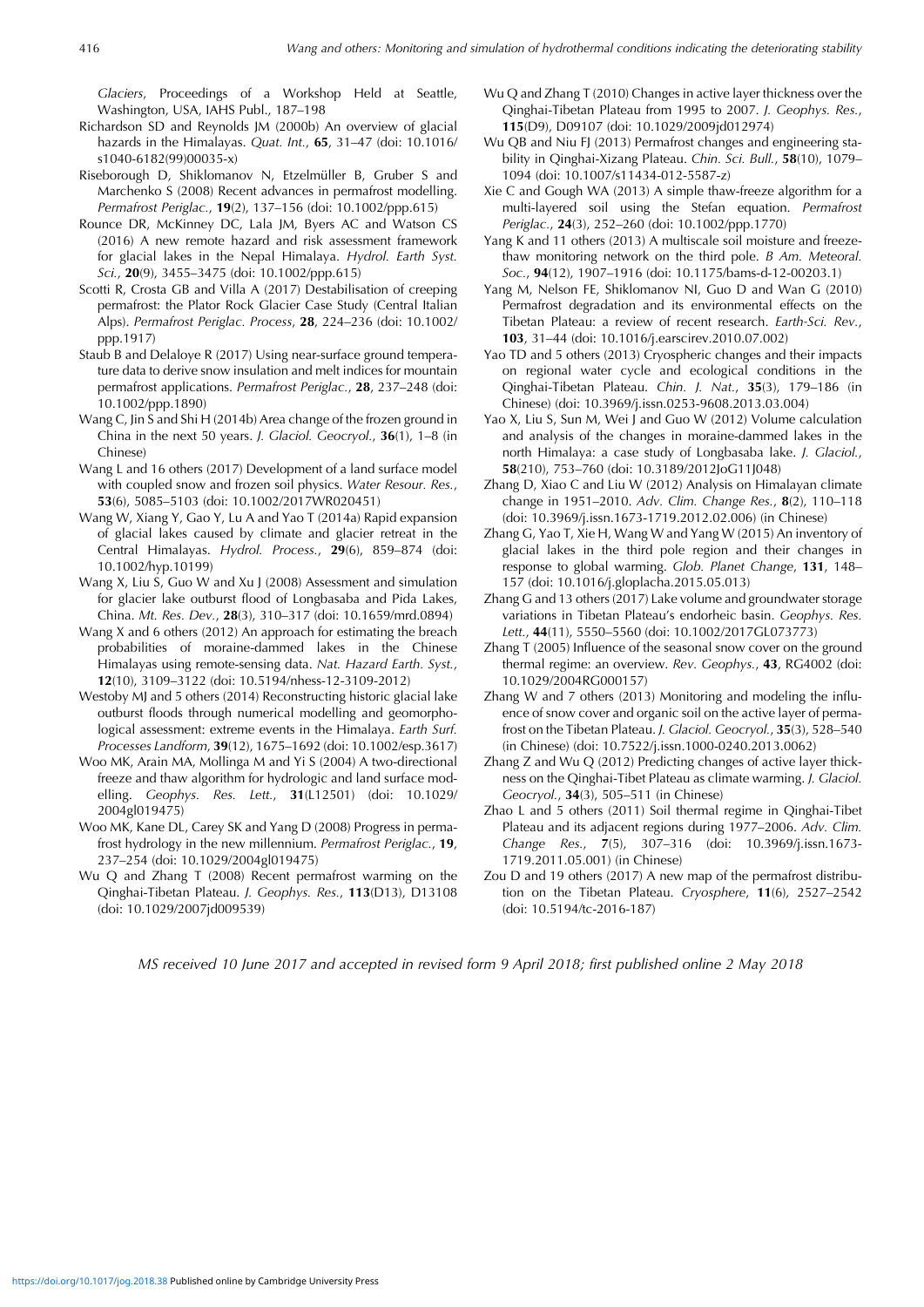Glaciers, Proceedings of a Workshop Held at Seattle, Washington, USA, IAHS Publ., 187–198

Richardson SD and Reynolds JM (2000b) An overview of glacial hazards in the Himalayas. *Quat. Int.*, **65**, 31–47 (doi: 10.1016/s1040-6182(99)00035-x)

Riseborough D, Shiklomanov N, Etzelmüller B, Gruber S and Marchenko S (2008) Recent advances in permafrost modelling. *Permafrost Periglac.*, **19**(2), 137–156 (doi: 10.1002/ppp.615)

Rounce DR, McKinney DC, Lala JM, Byers AC and Watson CS (2016) A new remote hazard and risk assessment framework for glacial lakes in the Nepal Himalaya. *Hydrol. Earth Syst. Sci.*, **20**(9), 3455–3475 (doi: 10.1002/ppp.615)

Scotti R, Crosta GB and Villa A (2017) Destabilisation of creeping permafrost: the Plator Rock Glacier Case Study (Central Italian Alps). *Permafrost Periglac. Process*, **28**, 224–236 (doi: 10.1002/ppp.1917)

Staub B and Delaloye R (2017) Using near-surface ground temperature data to derive snow insulation and melt indices for mountain permafrost applications. *Permafrost Periglac.*, **28**, 237–248 (doi: 10.1002/ppp.1890)

Wang C, Jin S and Shi H (2014b) Area change of the frozen ground in China in the next 50 years. *J. Glaciol. Geocryol.*, **36**(1), 1–8 (in Chinese)

Wang L and 16 others (2017) Development of a land surface model with coupled snow and frozen soil physics. *Water Resour. Res.*, **53**(6), 5085–5103 (doi: 10.1002/2017WR020451)

Wang W, Xiang Y, Gao Y, Lu A and Yao T (2014a) Rapid expansion of glacial lakes caused by climate and glacier retreat in the Central Himalayas. *Hydrol. Process.*, **29**(6), 859–874 (doi: 10.1002/hyp.10199)

Wang X, Liu S, Guo W and Xu J (2008) Assessment and simulation for glacier lake outburst flood of Longbasaba and Pida Lakes, China. *Mt. Res. Dev.*, **28**(3), 310–317 (doi: 10.1659/mrd.0894)

Wang X and 6 others (2012) An approach for estimating the breach probabilities of moraine-dammed lakes in the Chinese Himalayas using remote-sensing data. *Nat. Hazard Earth. Syst.*, **12**(10), 3109–3122 (doi: 10.5194/nhess-12-3109-2012)

Westoby MJ and 5 others (2014) Reconstructing historic glacial lake outburst floods through numerical modelling and geomorphological assessment: extreme events in the Himalaya. *Earth Surf. Processes Landform*, **39**(12), 1675–1692 (doi: 10.1002/esp.3617)

Woo MK, Arain MA, Mollinga M and Yi S (2004) A two-directional freeze and thaw algorithm for hydrologic and land surface modelling. *Geophys. Res. Lett.*, **31**(L12501) (doi: 10.1029/2004gl019475)

Woo MK, Kane DL, Carey SK and Yang D (2008) Progress in permafrost hydrology in the new millennium. *Permafrost Periglac.*, **19**, 237–254 (doi: 10.1029/2004gl019475)

Wu Q and Zhang T (2008) Recent permafrost warming on the Qinghai-Tibetan Plateau. *J. Geophys. Res.*, **113**(D13), D13108 (doi: 10.1029/2007jd009539)

Wu Q and Zhang T (2010) Changes in active layer thickness over the Qinghai-Tibetan Plateau from 1995 to 2007. *J. Geophys. Res.*, **115**(D9), D09107 (doi: 10.1029/2009jd012974)

Wu QB and Niu FJ (2013) Permafrost changes and engineering stability in Qinghai-Xizang Plateau. *Chin. Sci. Bull.*, **58**(10), 1079–1094 (doi: 10.1007/s11434-012-5587-z)

Xie C and Gough WA (2013) A simple thaw-freeze algorithm for a multi-layered soil using the Stefan equation. *Permafrost Periglac.*, **24**(3), 252–260 (doi: 10.1002/ppp.1770)

Yang K and 11 others (2013) A multiscale soil moisture and freeze-thaw monitoring network on the third pole. *B Am. Meteoral. Soc.*, **94**(12), 1907–1916 (doi: 10.1175/bams-d-12-00203.1)

Yang M, Nelson FE, Shiklomanov NI, Guo D and Wan G (2010) Permafrost degradation and its environmental effects on the Tibetan Plateau: a review of recent research. *Earth-Sci. Rev.*, **103**, 31–44 (doi: 10.1016/j.earscirev.2010.07.002)

Yao TD and 5 others (2013) Cryospheric changes and their impacts on regional water cycle and ecological conditions in the Qinghai-Tibetan Plateau. *Chin. J. Nat.*, **35**(3), 179–186 (in Chinese) (doi: 10.3969/j.issn.0253-9608.2013.03.004)

Yao X, Liu S, Sun M, Wei J and Guo W (2012) Volume calculation and analysis of the changes in moraine-dammed lakes in the north Himalaya: a case study of Longbasaba lake. *J. Glaciol.*, **58**(210), 753–760 (doi: 10.3189/2012JoG11J048)

Zhang D, Xiao C and Liu W (2012) Analysis on Himalayan climate change in 1951–2010. *Adv. Clim. Change Res.*, **8**(2), 110–118 (doi: 10.3969/j.issn.1673-1719.2012.02.006) (in Chinese)

Zhang G, Yao T, Xie H, Wang W and Yang W (2015) An inventory of glacial lakes in the third pole region and their changes in response to global warming. *Glob. Planet Change*, **131**, 148–157 (doi: 10.1016/j.gloplacha.2015.05.013)

Zhang G and 13 others (2017) Lake volume and groundwater storage variations in Tibetan Plateau's endorheic basin. *Geophys. Res. Lett.*, **44**(11), 5550–5560 (doi: 10.1002/2017GL073773)

Zhang T (2005) Influence of the seasonal snow cover on the ground thermal regime: an overview. *Rev. Geophys.*, **43**, RG4002 (doi: 10.1029/2004RG000157)

Zhang W and 7 others (2013) Monitoring and modeling the influence of snow cover and organic soil on the active layer of permafrost on the Tibetan Plateau. *J. Glaciol. Geocryol.*, **35**(3), 528–540 (in Chinese) (doi: 10.7522/j.issn.1000-0240.2013.0062)

Zhang Z and Wu Q (2012) Predicting changes of active layer thickness on the Qinghai-Tibet Plateau as climate warming. *J. Glaciol. Geocryol.*, **34**(3), 505–511 (in Chinese)

Zhao L and 5 others (2011) Soil thermal regime in Qinghai-Tibet Plateau and its adjacent regions during 1977–2006. *Adv. Clim. Change Res.*, **7**(5), 307–316 (doi: 10.3969/j.issn.1673-1719.2011.05.001) (in Chinese)

Zou D and 19 others (2017) A new map of the permafrost distribution on the Tibetan Plateau. *Cryosphere*, **11**(6), 2527–2542 (doi: 10.5194/tc-2016-187)

*MS received 10 June 2017 and accepted in revised form 9 April 2018; first published online 2 May 2018*